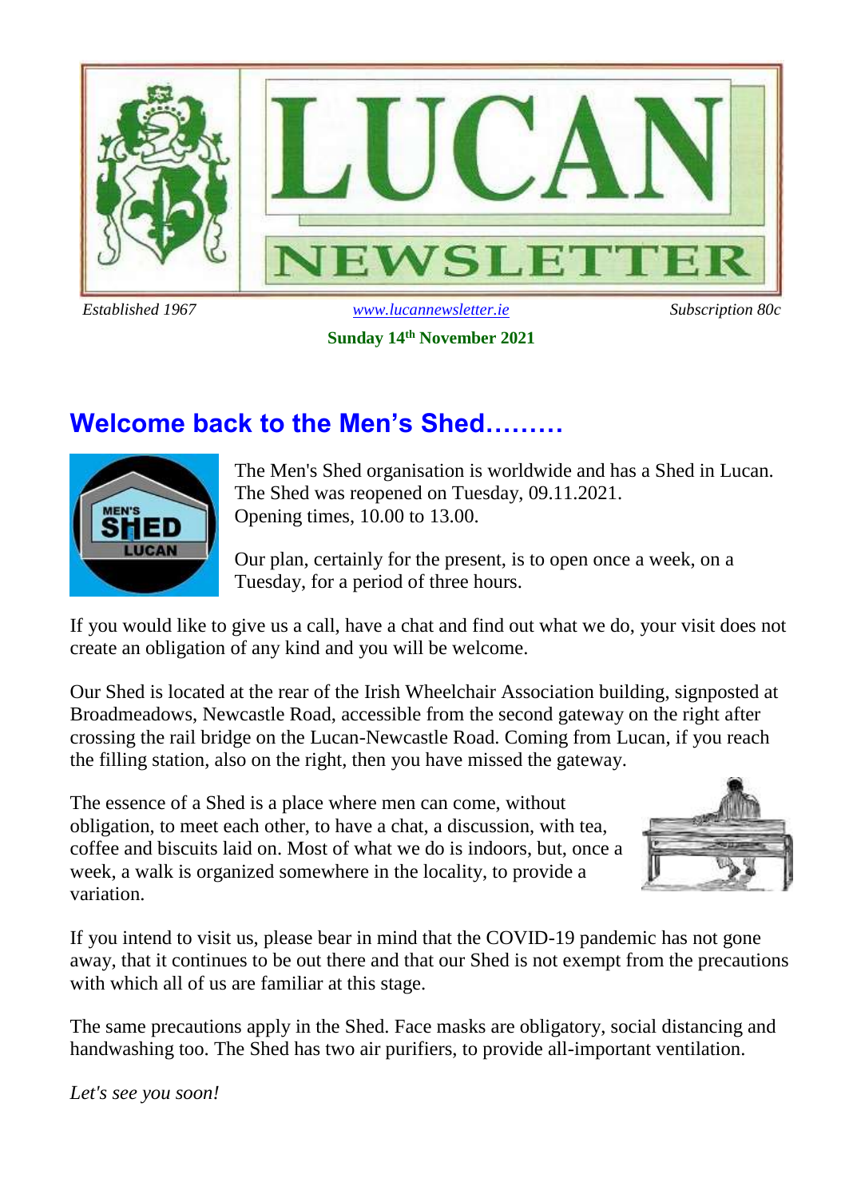# LUCAN NEWSLETTER

*Established 1967* | www.lucannewsletter.ie | *Subscription 80c*

**Sunday 14th November 2021**

## Welcome back to the Men's Shed………

The Men's Shed organisation is worldwide and has a Shed in Lucan. The Shed was reopened on Tuesday, 09.11.2021. Opening times, 10.00 to 13.00.

Our plan, certainly for the present, is to open once a week, on a Tuesday, for a period of three hours.

If you would like to give us a call, have a chat and find out what we do, your visit does not create an obligation of any kind and you will be welcome.

Our Shed is located at the rear of the Irish Wheelchair Association building, signposted at Broadmeadows, Newcastle Road, accessible from the second gateway on the right after crossing the rail bridge on the Lucan-Newcastle Road. Coming from Lucan, if you reach the filling station, also on the right, then you have missed the gateway.

The essence of a Shed is a place where men can come, without obligation, to meet each other, to have a chat, a discussion, with tea, coffee and biscuits laid on. Most of what we do is indoors, but, once a week, a walk is organized somewhere in the locality, to provide a variation.

If you intend to visit us, please bear in mind that the COVID-19 pandemic has not gone away, that it continues to be out there and that our Shed is not exempt from the precautions with which all of us are familiar at this stage.

The same precautions apply in the Shed. Face masks are obligatory, social distancing and handwashing too. The Shed has two air purifiers, to provide all-important ventilation.

*Let's see you soon!*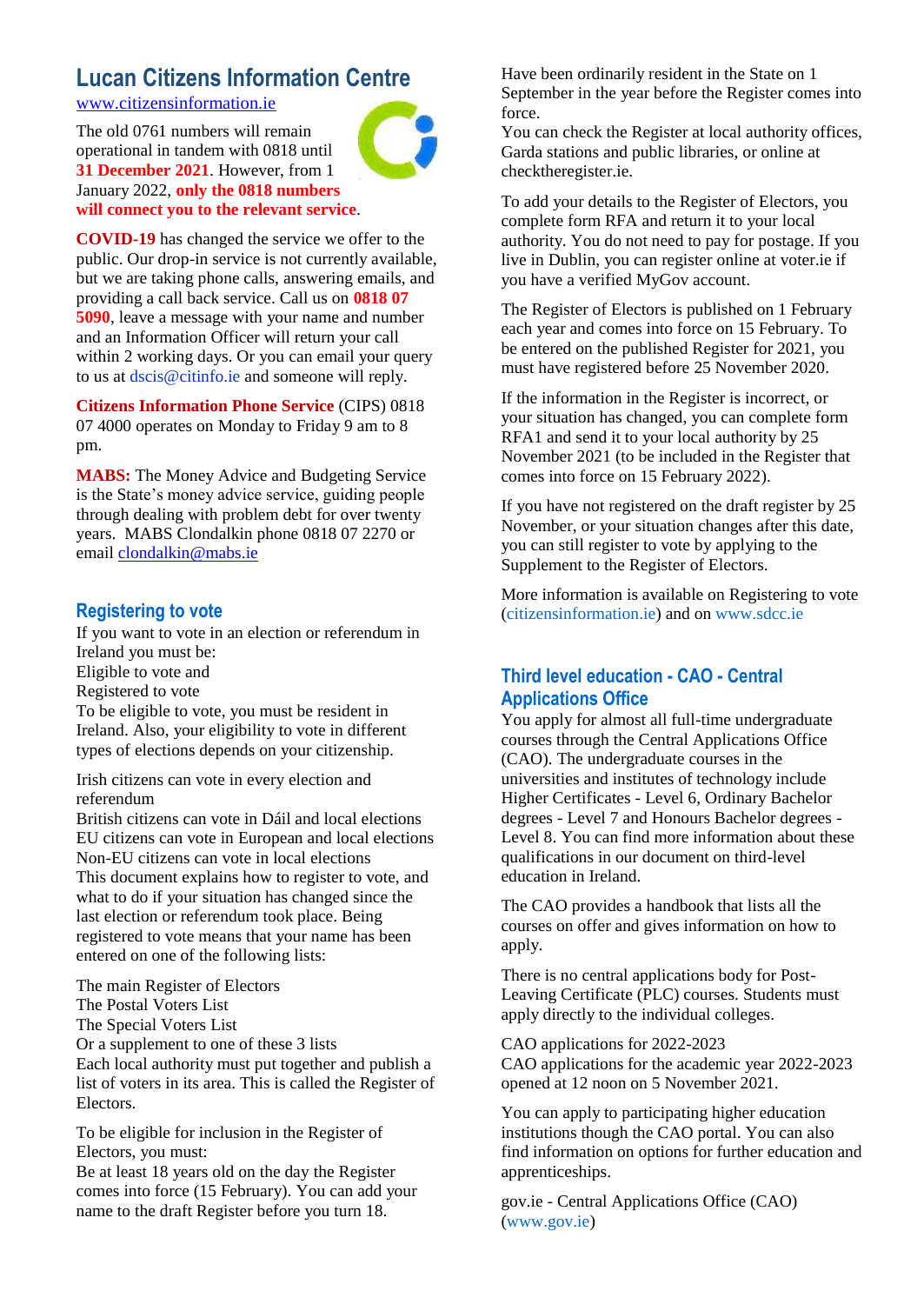## Lucan Citizens Information Centre

www.citizensinformation.ie

The old 0761 numbers will remain operational in tandem with 0818 until **31 December 2021**. However, from 1 January 2022, **only the 0818 numbers will connect you to the relevant service**.

**COVID-19** has changed the service we offer to the public. Our drop-in service is not currently available, but we are taking phone calls, answering emails, and providing a call back service. Call us on **0818 07 5090**, leave a message with your name and number and an Information Officer will return your call within 2 working days. Or you can email your query to us at dscis@citinfo.ie and someone will reply.

**Citizens Information Phone Service** (CIPS) 0818 07 4000 operates on Monday to Friday 9 am to 8 pm.

**MABS:** The Money Advice and Budgeting Service is the State's money advice service, guiding people through dealing with problem debt for over twenty years. MABS Clondalkin phone 0818 07 2270 or email clondalkin@mabs.ie

## Registering to vote

If you want to vote in an election or referendum in Ireland you must be:
Eligible to vote and
Registered to vote
To be eligible to vote, you must be resident in Ireland. Also, your eligibility to vote in different types of elections depends on your citizenship.

Irish citizens can vote in every election and referendum
British citizens can vote in Dáil and local elections
EU citizens can vote in European and local elections
Non-EU citizens can vote in local elections
This document explains how to register to vote, and what to do if your situation has changed since the last election or referendum took place. Being registered to vote means that your name has been entered on one of the following lists:

The main Register of Electors
The Postal Voters List
The Special Voters List
Or a supplement to one of these 3 lists
Each local authority must put together and publish a list of voters in its area. This is called the Register of Electors.

To be eligible for inclusion in the Register of Electors, you must:
Be at least 18 years old on the day the Register comes into force (15 February). You can add your name to the draft Register before you turn 18.
Have been ordinarily resident in the State on 1 September in the year before the Register comes into force.
You can check the Register at local authority offices, Garda stations and public libraries, or online at checktheregister.ie.

To add your details to the Register of Electors, you complete form RFA and return it to your local authority. You do not need to pay for postage. If you live in Dublin, you can register online at voter.ie if you have a verified MyGov account.

The Register of Electors is published on 1 February each year and comes into force on 15 February. To be entered on the published Register for 2021, you must have registered before 25 November 2020.

If the information in the Register is incorrect, or your situation has changed, you can complete form RFA1 and send it to your local authority by 25 November 2021 (to be included in the Register that comes into force on 15 February 2022).

If you have not registered on the draft register by 25 November, or your situation changes after this date, you can still register to vote by applying to the Supplement to the Register of Electors.

More information is available on Registering to vote (citizensinformation.ie) and on www.sdcc.ie

## Third level education - CAO - Central Applications Office

You apply for almost all full-time undergraduate courses through the Central Applications Office (CAO). The undergraduate courses in the universities and institutes of technology include Higher Certificates - Level 6, Ordinary Bachelor degrees - Level 7 and Honours Bachelor degrees - Level 8. You can find more information about these qualifications in our document on third-level education in Ireland.

The CAO provides a handbook that lists all the courses on offer and gives information on how to apply.

There is no central applications body for Post-Leaving Certificate (PLC) courses. Students must apply directly to the individual colleges.

CAO applications for 2022-2023
CAO applications for the academic year 2022-2023 opened at 12 noon on 5 November 2021.

You can apply to participating higher education institutions though the CAO portal. You can also find information on options for further education and apprenticeships.

gov.ie - Central Applications Office (CAO) (www.gov.ie)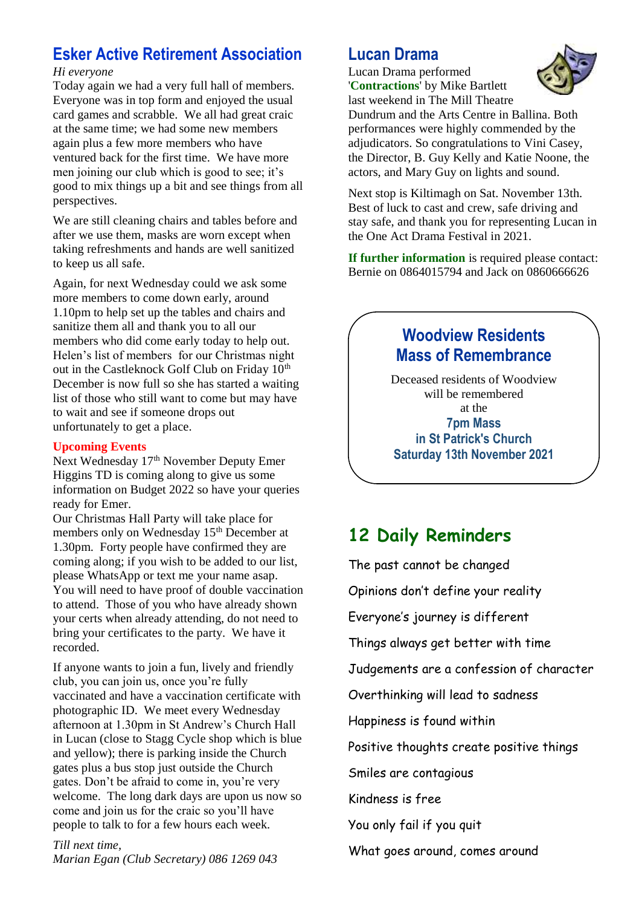## Esker Active Retirement Association

*Hi everyone*

Today again we had a very full hall of members. Everyone was in top form and enjoyed the usual card games and scrabble. We all had great craic at the same time; we had some new members again plus a few more members who have ventured back for the first time. We have more men joining our club which is good to see; it's good to mix things up a bit and see things from all perspectives.

We are still cleaning chairs and tables before and after we use them, masks are worn except when taking refreshments and hands are well sanitized to keep us all safe.

Again, for next Wednesday could we ask some more members to come down early, around 1.10pm to help set up the tables and chairs and sanitize them all and thank you to all our members who did come early today to help out. Helen's list of members for our Christmas night out in the Castleknock Golf Club on Friday 10th December is now full so she has started a waiting list of those who still want to come but may have to wait and see if someone drops out unfortunately to get a place.

**Upcoming Events**

Next Wednesday 17th November Deputy Emer Higgins TD is coming along to give us some information on Budget 2022 so have your queries ready for Emer.

Our Christmas Hall Party will take place for members only on Wednesday 15th December at 1.30pm. Forty people have confirmed they are coming along; if you wish to be added to our list, please WhatsApp or text me your name asap. You will need to have proof of double vaccination to attend. Those of you who have already shown your certs when already attending, do not need to bring your certificates to the party. We have it recorded.

If anyone wants to join a fun, lively and friendly club, you can join us, once you're fully vaccinated and have a vaccination certificate with photographic ID. We meet every Wednesday afternoon at 1.30pm in St Andrew's Church Hall in Lucan (close to Stagg Cycle shop which is blue and yellow); there is parking inside the Church gates plus a bus stop just outside the Church gates. Don't be afraid to come in, you're very welcome. The long dark days are upon us now so come and join us for the craic so you'll have people to talk to for a few hours each week.

*Till next time,*
*Marian Egan (Club Secretary) 086 1269 043*

## Lucan Drama

Lucan Drama performed '**Contractions**' by Mike Bartlett last weekend in The Mill Theatre Dundrum and the Arts Centre in Ballina. Both performances were highly commended by the adjudicators. So congratulations to Vini Casey, the Director, B. Guy Kelly and Katie Noone, the actors, and Mary Guy on lights and sound.

Next stop is Kiltimagh on Sat. November 13th. Best of luck to cast and crew, safe driving and stay safe, and thank you for representing Lucan in the One Act Drama Festival in 2021.

**If further information** is required please contact: Bernie on 0864015794 and Jack on 0860666626

## Woodview Residents Mass of Remembrance

Deceased residents of Woodview will be remembered at the

**7pm Mass**
**in St Patrick's Church**
**Saturday 13th November 2021**

## 12 Daily Reminders

The past cannot be changed

Opinions don't define your reality

Everyone's journey is different

Things always get better with time

Judgements are a confession of character

Overthinking will lead to sadness

Happiness is found within

Positive thoughts create positive things

Smiles are contagious

Kindness is free

You only fail if you quit

What goes around, comes around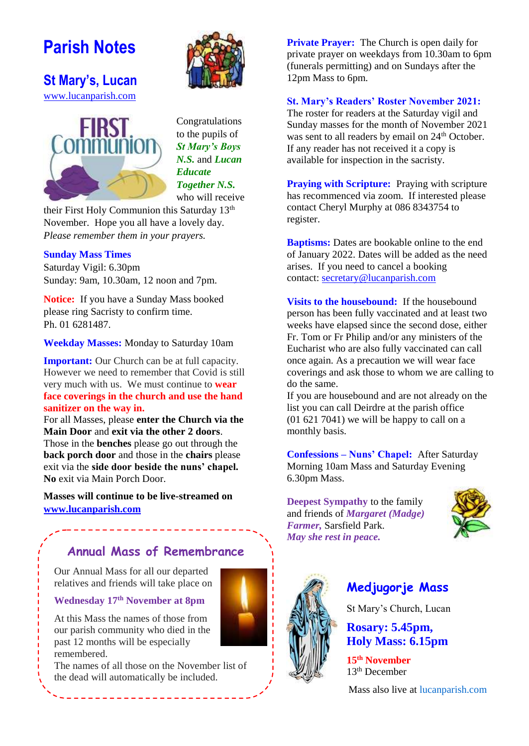# Parish Notes

## St Mary's, Lucan

www.lucanparish.com

Congratulations to the pupils of ***St Mary's Boys N.S.*** and ***Lucan Educate Together N.S.*** who will receive their First Holy Communion this Saturday 13th November. Hope you all have a lovely day. *Please remember them in your prayers.*

**Sunday Mass Times**
Saturday Vigil: 6.30pm
Sunday: 9am, 10.30am, 12 noon and 7pm.

**Notice:** If you have a Sunday Mass booked please ring Sacristy to confirm time.
Ph. 01 6281487.

**Weekday Masses:** Monday to Saturday 10am

**Important:** Our Church can be at full capacity. However we need to remember that Covid is still very much with us. We must continue to **wear face coverings in the church and use the hand sanitizer on the way in.**
For all Masses, please **enter the Church via the Main Door** and **exit via the other 2 doors**. Those in the **benches** please go out through the **back porch door** and those in the **chairs** please exit via the **side door beside the nuns' chapel. No** exit via Main Porch Door.

**Masses will continue to be live-streamed on www.lucanparish.com**

### Annual Mass of Remembrance

Our Annual Mass for all our departed relatives and friends will take place on

**Wednesday 17th November at 8pm**

At this Mass the names of those from our parish community who died in the past 12 months will be especially remembered.
The names of all those on the November list of the dead will automatically be included.

**Private Prayer:** The Church is open daily for private prayer on weekdays from 10.30am to 6pm (funerals permitting) and on Sundays after the 12pm Mass to 6pm.

**St. Mary's Readers' Roster November 2021:** The roster for readers at the Saturday vigil and Sunday masses for the month of November 2021 was sent to all readers by email on 24th October. If any reader has not received it a copy is available for inspection in the sacristy.

**Praying with Scripture:** Praying with scripture has recommenced via zoom. If interested please contact Cheryl Murphy at 086 8343754 to register.

**Baptisms:** Dates are bookable online to the end of January 2022. Dates will be added as the need arises. If you need to cancel a booking contact: secretary@lucanparish.com

**Visits to the housebound:** If the housebound person has been fully vaccinated and at least two weeks have elapsed since the second dose, either Fr. Tom or Fr Philip and/or any ministers of the Eucharist who are also fully vaccinated can call once again. As a precaution we will wear face coverings and ask those to whom we are calling to do the same.
If you are housebound and are not already on the list you can call Deirdre at the parish office (01 621 7041) we will be happy to call on a monthly basis.

**Confessions – Nuns' Chapel:** After Saturday Morning 10am Mass and Saturday Evening 6.30pm Mass.

**Deepest Sympathy** to the family and friends of ***Margaret (Madge) Farmer,*** Sarsfield Park.
***May she rest in peace.***

### Medjugorje Mass

St Mary's Church, Lucan

**Rosary: 5.45pm,**
**Holy Mass: 6.15pm**

**15th November**
13th December

Mass also live at lucanparish.com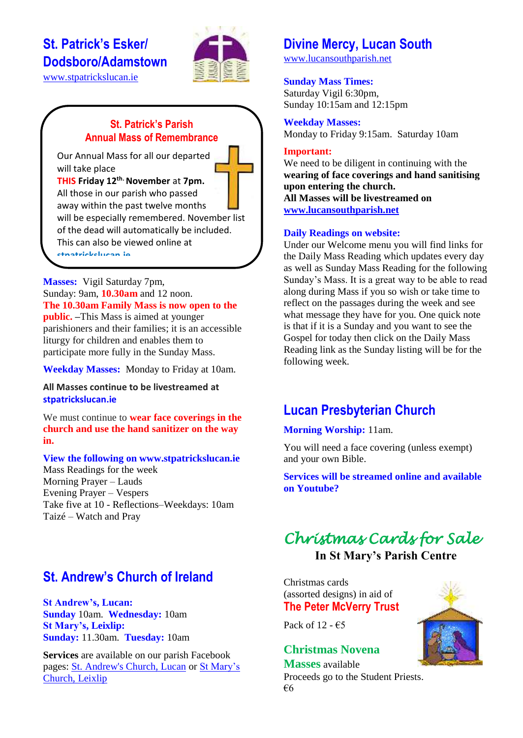## St. Patrick's Esker/ Dodsboro/Adamstown

www.stpatrickslucan.ie

### St. Patrick's Parish Annual Mass of Remembrance

Our Annual Mass for all our departed will take place **THIS Friday 12th. November** at **7pm.** All those in our parish who passed away within the past twelve months will be especially remembered. November list of the dead will automatically be included. This can also be viewed online at stpatrickslucan.ie

**Masses:** Vigil Saturday 7pm, Sunday: 9am, **10.30am** and 12 noon. **The 10.30am Family Mass is now open to the public.** –This Mass is aimed at younger parishioners and their families; it is an accessible liturgy for children and enables them to participate more fully in the Sunday Mass.

**Weekday Masses:** Monday to Friday at 10am.

**All Masses continue to be livestreamed at stpatrickslucan.ie**

We must continue to **wear face coverings in the church and use the hand sanitizer on the way in.**

**View the following on www.stpatrickslucan.ie**
Mass Readings for the week
Morning Prayer – Lauds
Evening Prayer – Vespers
Take five at 10 - Reflections–Weekdays: 10am
Taizé – Watch and Pray

## St. Andrew's Church of Ireland

**St Andrew's, Lucan:**
**Sunday** 10am. **Wednesday:** 10am
**St Mary's, Leixlip:**
**Sunday:** 11.30am. **Tuesday:** 10am

**Services** are available on our parish Facebook pages: St. Andrew's Church, Lucan or St Mary's Church, Leixlip

## Divine Mercy, Lucan South

www.lucansouthparish.net

**Sunday Mass Times:**
Saturday Vigil 6:30pm,
Sunday 10:15am and 12:15pm

**Weekday Masses:**
Monday to Friday 9:15am. Saturday 10am

**Important:**
We need to be diligent in continuing with the **wearing of face coverings and hand sanitising upon entering the church.**
**All Masses will be livestreamed on www.lucansouthparish.net**

**Daily Readings on website:**
Under our Welcome menu you will find links for the Daily Mass Reading which updates every day as well as Sunday Mass Reading for the following Sunday's Mass. It is a great way to be able to read along during Mass if you so wish or take time to reflect on the passages during the week and see what message they have for you. One quick note is that if it is a Sunday and you want to see the Gospel for today then click on the Daily Mass Reading link as the Sunday listing will be for the following week.

## Lucan Presbyterian Church

**Morning Worship:** 11am.

You will need a face covering (unless exempt) and your own Bible.

**Services will be streamed online and available on Youtube?**

## *Christmas Cards for Sale*

**In St Mary's Parish Centre**

Christmas cards (assorted designs) in aid of
**The Peter McVerry Trust**

Pack of 12 - €5

**Christmas Novena Masses** available
Proceeds go to the Student Priests.
€6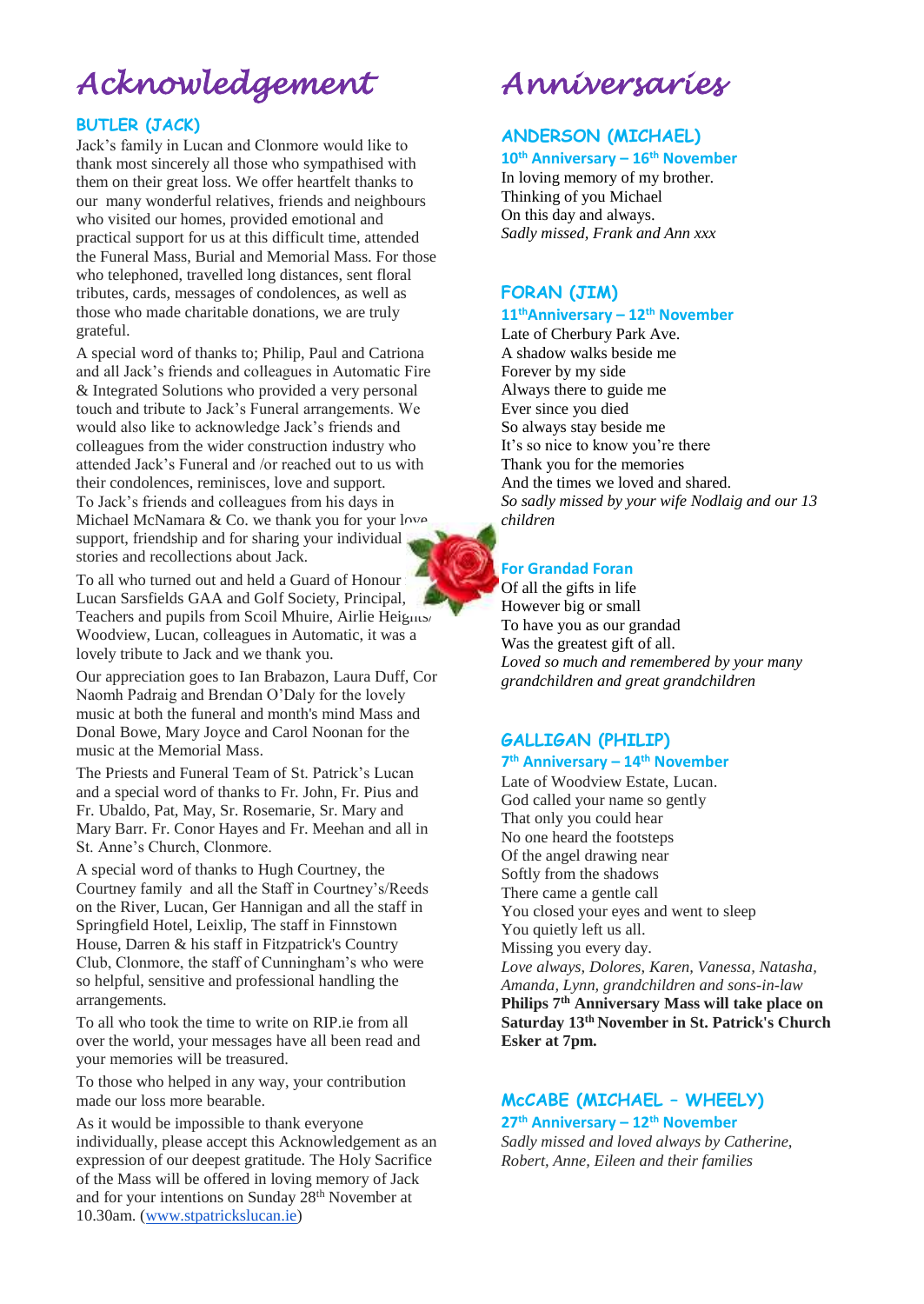# Acknowledgement

## BUTLER (JACK)

Jack's family in Lucan and Clonmore would like to thank most sincerely all those who sympathised with them on their great loss. We offer heartfelt thanks to our many wonderful relatives, friends and neighbours who visited our homes, provided emotional and practical support for us at this difficult time, attended the Funeral Mass, Burial and Memorial Mass. For those who telephoned, travelled long distances, sent floral tributes, cards, messages of condolences, as well as those who made charitable donations, we are truly grateful.

A special word of thanks to; Philip, Paul and Catriona and all Jack's friends and colleagues in Automatic Fire & Integrated Solutions who provided a very personal touch and tribute to Jack's Funeral arrangements. We would also like to acknowledge Jack's friends and colleagues from the wider construction industry who attended Jack's Funeral and /or reached out to us with their condolences, reminisces, love and support. To Jack's friends and colleagues from his days in Michael McNamara & Co. we thank you for your love, support, friendship and for sharing your individual stories and recollections about Jack.

To all who turned out and held a Guard of Honour: Lucan Sarsfields GAA and Golf Society, Principal, Teachers and pupils from Scoil Mhuire, Airlie Heights/ Woodview, Lucan, colleagues in Automatic, it was a lovely tribute to Jack and we thank you.

Our appreciation goes to Ian Brabazon, Laura Duff, Cor Naomh Padraig and Brendan O'Daly for the lovely music at both the funeral and month's mind Mass and Donal Bowe, Mary Joyce and Carol Noonan for the music at the Memorial Mass.

The Priests and Funeral Team of St. Patrick's Lucan and a special word of thanks to Fr. John, Fr. Pius and Fr. Ubaldo, Pat, May, Sr. Rosemarie, Sr. Mary and Mary Barr. Fr. Conor Hayes and Fr. Meehan and all in St. Anne's Church, Clonmore.

A special word of thanks to Hugh Courtney, the Courtney family and all the Staff in Courtney's/Reeds on the River, Lucan, Ger Hannigan and all the staff in Springfield Hotel, Leixlip, The staff in Finnstown House, Darren & his staff in Fitzpatrick's Country Club, Clonmore, the staff of Cunningham's who were so helpful, sensitive and professional handling the arrangements.

To all who took the time to write on RIP.ie from all over the world, your messages have all been read and your memories will be treasured.

To those who helped in any way, your contribution made our loss more bearable.

As it would be impossible to thank everyone individually, please accept this Acknowledgement as an expression of our deepest gratitude. The Holy Sacrifice of the Mass will be offered in loving memory of Jack and for your intentions on Sunday 28th November at 10.30am. (www.stpatrickslucan.ie)

# Anniversaries

## ANDERSON (MICHAEL)

**10th Anniversary – 16th November**

In loving memory of my brother.
Thinking of you Michael
On this day and always.
*Sadly missed, Frank and Ann xxx*

## FORAN (JIM)

**11th Anniversary – 12th November**

Late of Cherbury Park Ave.
A shadow walks beside me
Forever by my side
Always there to guide me
Ever since you died
So always stay beside me
It's so nice to know you're there
Thank you for the memories
And the times we loved and shared.
*So sadly missed by your wife Nodlaig and our 13 children*

**For Grandad Foran**

Of all the gifts in life
However big or small
To have you as our grandad
Was the greatest gift of all.
*Loved so much and remembered by your many grandchildren and great grandchildren*

## GALLIGAN (PHILIP)

**7th Anniversary – 14th November**

Late of Woodview Estate, Lucan.
God called your name so gently
That only you could hear
No one heard the footsteps
Of the angel drawing near
Softly from the shadows
There came a gentle call
You closed your eyes and went to sleep
You quietly left us all.
Missing you every day.
*Love always, Dolores, Karen, Vanessa, Natasha, Amanda, Lynn, grandchildren and sons-in-law*
**Philips 7th Anniversary Mass will take place on Saturday 13th November in St. Patrick's Church Esker at 7pm.**

## McCABE (MICHAEL – WHEELY)

**27th Anniversary – 12th November**

*Sadly missed and loved always by Catherine, Robert, Anne, Eileen and their families*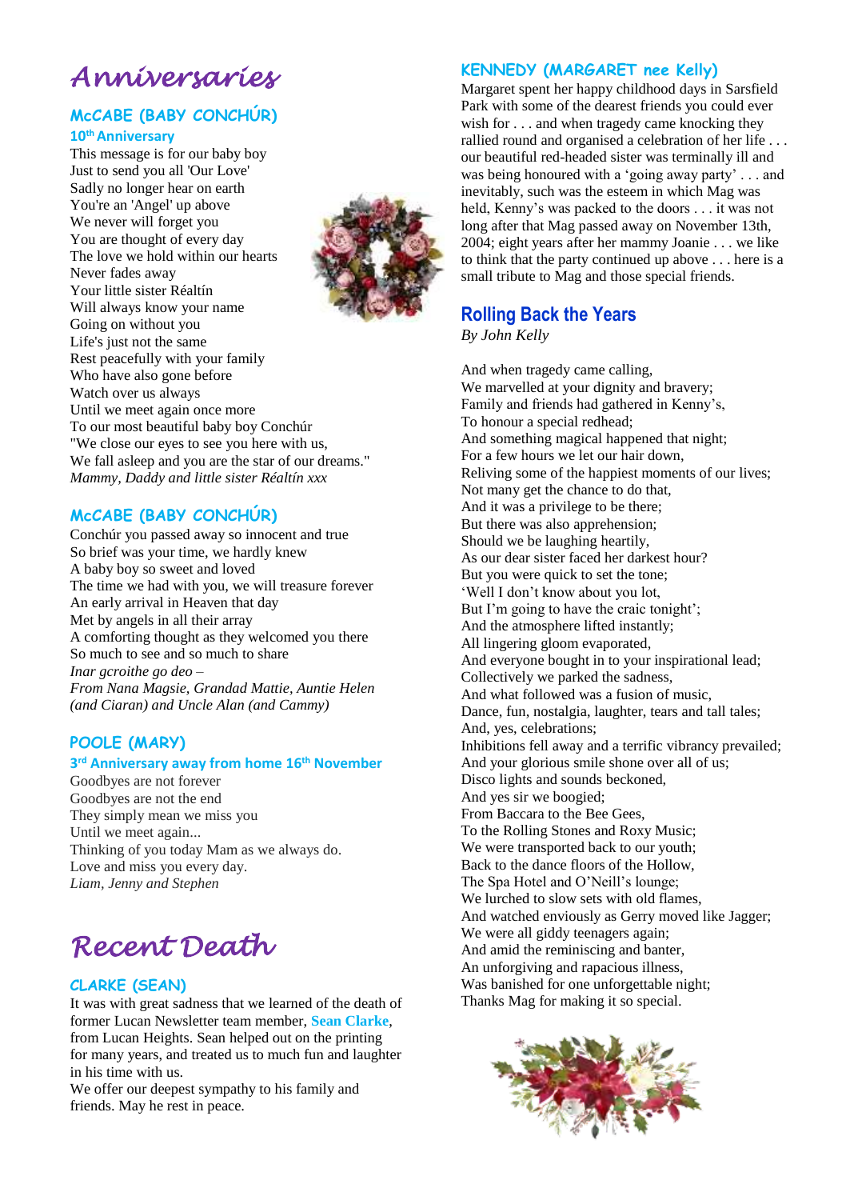# Anniversaries

## McCABE (BABY CONCHÚR)

**10th Anniversary**

This message is for our baby boy
Just to send you all 'Our Love'
Sadly no longer hear on earth
You're an 'Angel' up above
We never will forget you
You are thought of every day
The love we hold within our hearts
Never fades away
Your little sister Réaltín
Will always know your name
Going on without you
Life's just not the same
Rest peacefully with your family
Who have also gone before
Watch over us always
Until we meet again once more
To our most beautiful baby boy Conchúr
"We close our eyes to see you here with us,
We fall asleep and you are the star of our dreams."
*Mammy, Daddy and little sister Réaltín xxx*

## McCABE (BABY CONCHÚR)

Conchúr you passed away so innocent and true
So brief was your time, we hardly knew
A baby boy so sweet and loved
The time we had with you, we will treasure forever
An early arrival in Heaven that day
Met by angels in all their array
A comforting thought as they welcomed you there
So much to see and so much to share
*Inar gcroithe go deo –*
*From Nana Magsie, Grandad Mattie, Auntie Helen (and Ciaran) and Uncle Alan (and Cammy)*

## POOLE (MARY)

**3rd Anniversary away from home 16th November**

Goodbyes are not forever
Goodbyes are not the end
They simply mean we miss you
Until we meet again...
Thinking of you today Mam as we always do.
Love and miss you every day.
*Liam, Jenny and Stephen*

# Recent Death

## CLARKE (SEAN)

It was with great sadness that we learned of the death of former Lucan Newsletter team member, **Sean Clarke**, from Lucan Heights. Sean helped out on the printing for many years, and treated us to much fun and laughter in his time with us.
We offer our deepest sympathy to his family and friends. May he rest in peace.

## KENNEDY (MARGARET nee Kelly)

Margaret spent her happy childhood days in Sarsfield Park with some of the dearest friends you could ever wish for . . . and when tragedy came knocking they rallied round and organised a celebration of her life . . . our beautiful red-headed sister was terminally ill and was being honoured with a 'going away party' . . . and inevitably, such was the esteem in which Mag was held, Kenny's was packed to the doors . . . it was not long after that Mag passed away on November 13th, 2004; eight years after her mammy Joanie . . . we like to think that the party continued up above . . . here is a small tribute to Mag and those special friends.

## Rolling Back the Years

*By John Kelly*

And when tragedy came calling,
We marvelled at your dignity and bravery;
Family and friends had gathered in Kenny's,
To honour a special redhead;
And something magical happened that night;
For a few hours we let our hair down,
Reliving some of the happiest moments of our lives;
Not many get the chance to do that,
And it was a privilege to be there;
But there was also apprehension;
Should we be laughing heartily,
As our dear sister faced her darkest hour?
But you were quick to set the tone;
'Well I don't know about you lot,
But I'm going to have the craic tonight';
And the atmosphere lifted instantly;
All lingering gloom evaporated,
And everyone bought in to your inspirational lead;
Collectively we parked the sadness,
And what followed was a fusion of music,
Dance, fun, nostalgia, laughter, tears and tall tales;
And, yes, celebrations;
Inhibitions fell away and a terrific vibrancy prevailed;
And your glorious smile shone over all of us;
Disco lights and sounds beckoned,
And yes sir we boogied;
From Baccara to the Bee Gees,
To the Rolling Stones and Roxy Music;
We were transported back to our youth;
Back to the dance floors of the Hollow,
The Spa Hotel and O'Neill's lounge;
We lurched to slow sets with old flames,
And watched enviously as Gerry moved like Jagger;
We were all giddy teenagers again;
And amid the reminiscing and banter,
An unforgiving and rapacious illness,
Was banished for one unforgettable night;
Thanks Mag for making it so special.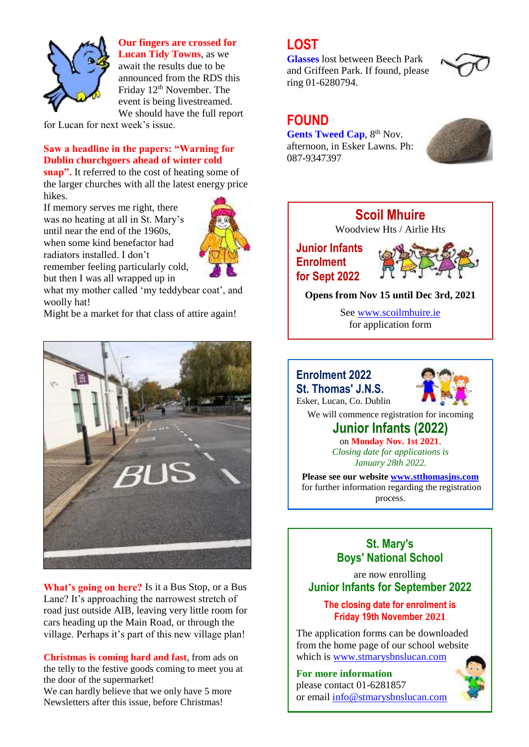**Our fingers are crossed for Lucan Tidy Towns**, as we await the results due to be announced from the RDS this Friday 12th November. The event is being livestreamed. We should have the full report for Lucan for next week's issue.

**Saw a headline in the papers: "Warning for Dublin churchgoers ahead of winter cold snap".** It referred to the cost of heating some of the larger churches with all the latest energy price hikes.

If memory serves me right, there was no heating at all in St. Mary's until near the end of the 1960s, when some kind benefactor had radiators installed. I don't remember feeling particularly cold, but then I was all wrapped up in what my mother called 'my teddybear coat', and woolly hat!

Might be a market for that class of attire again!

**What's going on here?** Is it a Bus Stop, or a Bus Lane? It's approaching the narrowest stretch of road just outside AIB, leaving very little room for cars heading up the Main Road, or through the village. Perhaps it's part of this new village plan!

**Christmas is coming hard and fast**, from ads on the telly to the festive goods coming to meet you at the door of the supermarket!

We can hardly believe that we only have 5 more Newsletters after this issue, before Christmas!

## LOST

**Glasses** lost between Beech Park and Griffeen Park. If found, please ring 01-6280794.

## FOUND

**Gents Tweed Cap**, 8th Nov. afternoon, in Esker Lawns. Ph: 087-9347397

## Scoil Mhuire

Woodview Hts / Airlie Hts

**Junior Infants Enrolment for Sept 2022**

**Opens from Nov 15 until Dec 3rd, 2021**

See www.scoilmhuire.ie for application form

## Enrolment 2022 St. Thomas' J.N.S.

Esker, Lucan, Co. Dublin

We will commence registration for incoming

**Junior Infants (2022)**

on **Monday Nov. 1st 2021**.

*Closing date for applications is January 28th 2022.*

**Please see our website www.stthomasjns.com** for further information regarding the registration process.

## St. Mary's Boys' National School

are now enrolling

**Junior Infants for September 2022**

**The closing date for enrolment is Friday 19th November 2021**

The application forms can be downloaded from the home page of our school website which is www.stmarysbnslucan.com

**For more information** please contact 01-6281857 or email info@stmarysbnslucan.com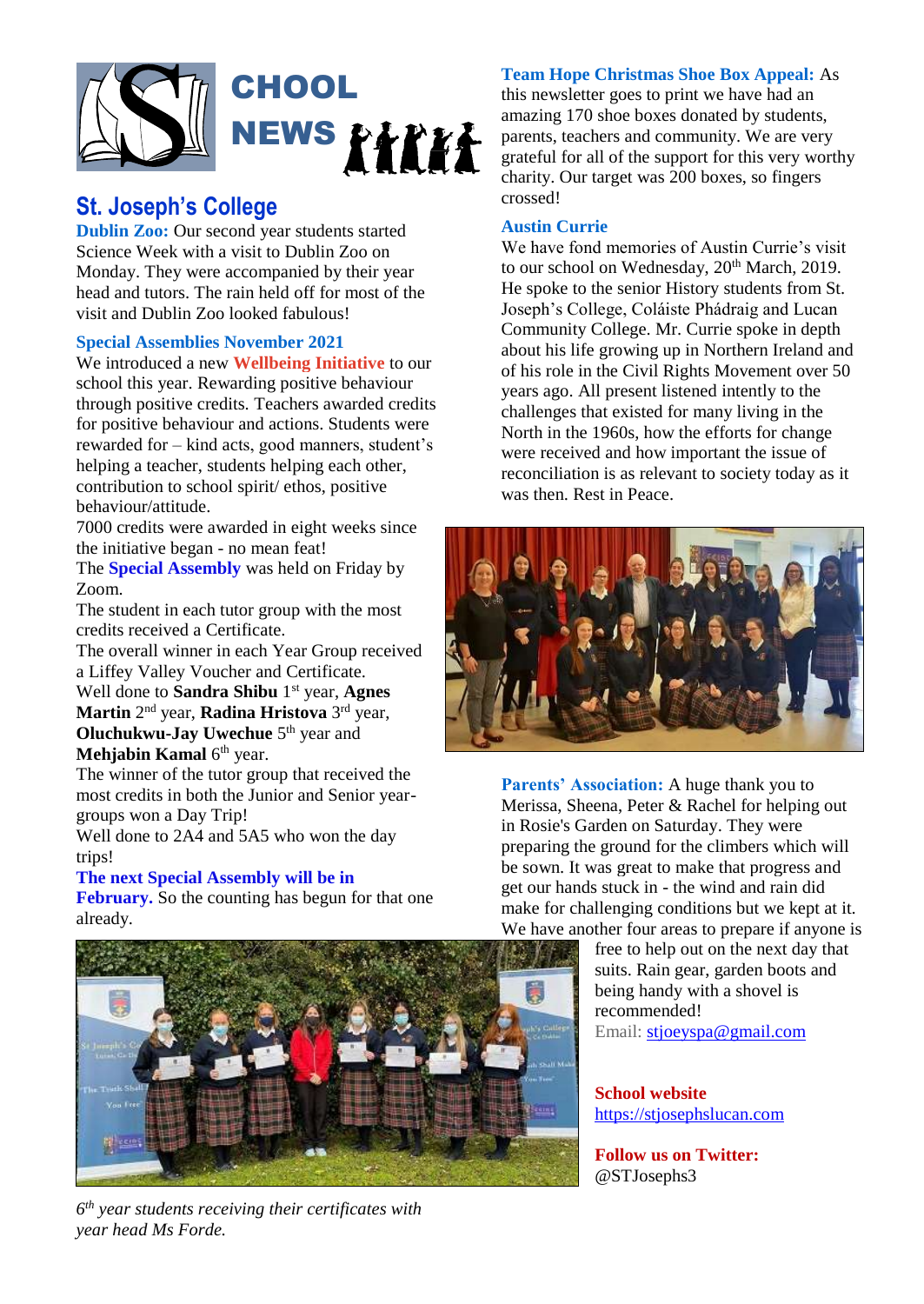# SCHOOL NEWS

## St. Joseph's College

**Dublin Zoo:** Our second year students started Science Week with a visit to Dublin Zoo on Monday. They were accompanied by their year head and tutors. The rain held off for most of the visit and Dublin Zoo looked fabulous!

**Special Assemblies November 2021**

We introduced a new **Wellbeing Initiative** to our school this year. Rewarding positive behaviour through positive credits. Teachers awarded credits for positive behaviour and actions. Students were rewarded for – kind acts, good manners, student's helping a teacher, students helping each other, contribution to school spirit/ ethos, positive behaviour/attitude.

7000 credits were awarded in eight weeks since the initiative began - no mean feat!

The **Special Assembly** was held on Friday by Zoom.

The student in each tutor group with the most credits received a Certificate.

The overall winner in each Year Group received a Liffey Valley Voucher and Certificate.

Well done to **Sandra Shibu** 1st year, **Agnes Martin** 2nd year, **Radina Hristova** 3rd year, **Oluchukwu-Jay Uwechue** 5th year and **Mehjabin Kamal** 6th year.

The winner of the tutor group that received the most credits in both the Junior and Senior year-groups won a Day Trip!

Well done to 2A4 and 5A5 who won the day trips!

**The next Special Assembly will be in February.** So the counting has begun for that one already.

*6th year students receiving their certificates with year head Ms Forde.*

**Team Hope Christmas Shoe Box Appeal:** As this newsletter goes to print we have had an amazing 170 shoe boxes donated by students, parents, teachers and community. We are very grateful for all of the support for this very worthy charity. Our target was 200 boxes, so fingers crossed!

**Austin Currie**

We have fond memories of Austin Currie's visit to our school on Wednesday, 20th March, 2019. He spoke to the senior History students from St. Joseph's College, Coláiste Phádraig and Lucan Community College. Mr. Currie spoke in depth about his life growing up in Northern Ireland and of his role in the Civil Rights Movement over 50 years ago. All present listened intently to the challenges that existed for many living in the North in the 1960s, how the efforts for change were received and how important the issue of reconciliation is as relevant to society today as it was then. Rest in Peace.

**Parents' Association:** A huge thank you to Merissa, Sheena, Peter & Rachel for helping out in Rosie's Garden on Saturday. They were preparing the ground for the climbers which will be sown. It was great to make that progress and get our hands stuck in - the wind and rain did make for challenging conditions but we kept at it. We have another four areas to prepare if anyone is free to help out on the next day that suits. Rain gear, garden boots and being handy with a shovel is recommended!

Email: stjoeyspa@gmail.com

**School website**

https://stjosephslucan.com

**Follow us on Twitter:**

@STJosephs3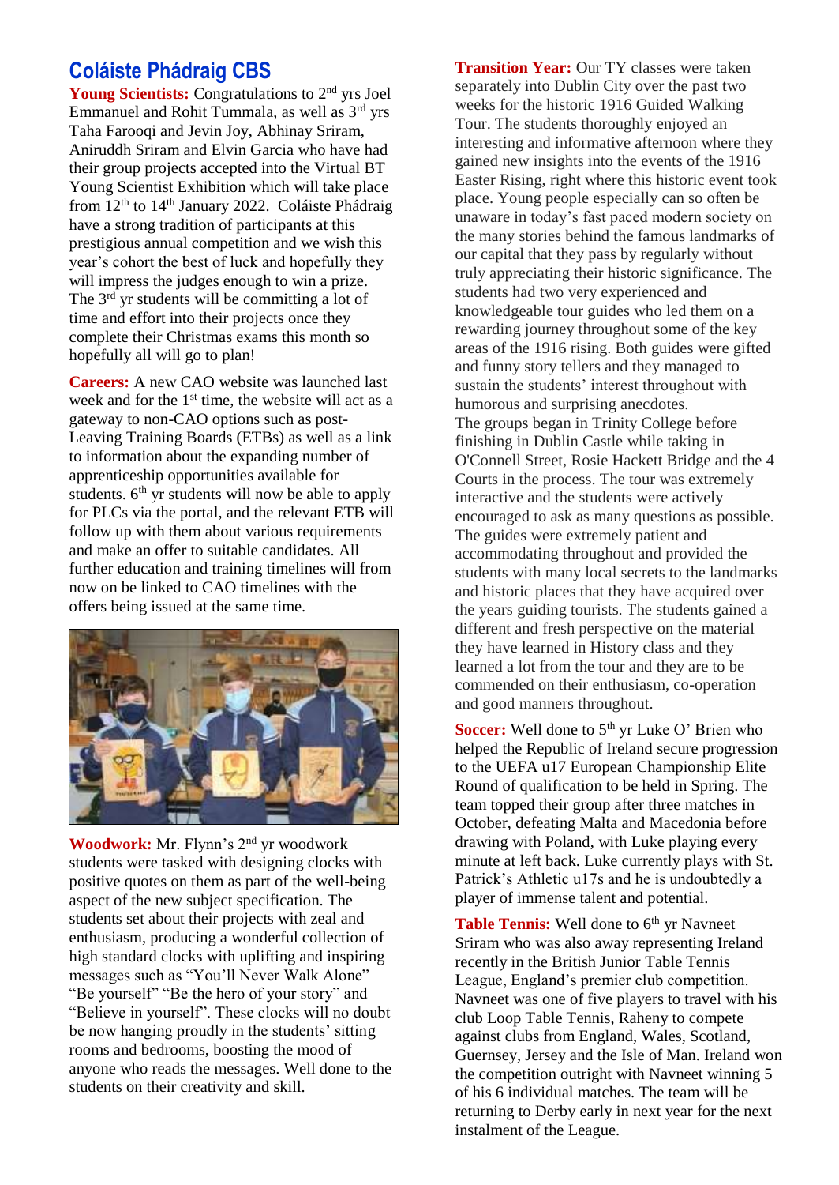## Coláiste Phádraig CBS

**Young Scientists:** Congratulations to 2nd yrs Joel Emmanuel and Rohit Tummala, as well as 3rd yrs Taha Farooqi and Jevin Joy, Abhinay Sriram, Aniruddh Sriram and Elvin Garcia who have had their group projects accepted into the Virtual BT Young Scientist Exhibition which will take place from 12th to 14th January 2022. Coláiste Phádraig have a strong tradition of participants at this prestigious annual competition and we wish this year's cohort the best of luck and hopefully they will impress the judges enough to win a prize. The 3rd yr students will be committing a lot of time and effort into their projects once they complete their Christmas exams this month so hopefully all will go to plan!

**Careers:** A new CAO website was launched last week and for the 1st time, the website will act as a gateway to non-CAO options such as post-Leaving Training Boards (ETBs) as well as a link to information about the expanding number of apprenticeship opportunities available for students. 6th yr students will now be able to apply for PLCs via the portal, and the relevant ETB will follow up with them about various requirements and make an offer to suitable candidates. All further education and training timelines will from now on be linked to CAO timelines with the offers being issued at the same time.

**Woodwork:** Mr. Flynn's 2nd yr woodwork students were tasked with designing clocks with positive quotes on them as part of the well-being aspect of the new subject specification. The students set about their projects with zeal and enthusiasm, producing a wonderful collection of high standard clocks with uplifting and inspiring messages such as "You'll Never Walk Alone" "Be yourself" "Be the hero of your story" and "Believe in yourself". These clocks will no doubt be now hanging proudly in the students' sitting rooms and bedrooms, boosting the mood of anyone who reads the messages. Well done to the students on their creativity and skill.

**Transition Year:** Our TY classes were taken separately into Dublin City over the past two weeks for the historic 1916 Guided Walking Tour. The students thoroughly enjoyed an interesting and informative afternoon where they gained new insights into the events of the 1916 Easter Rising, right where this historic event took place. Young people especially can so often be unaware in today's fast paced modern society on the many stories behind the famous landmarks of our capital that they pass by regularly without truly appreciating their historic significance. The students had two very experienced and knowledgeable tour guides who led them on a rewarding journey throughout some of the key areas of the 1916 rising. Both guides were gifted and funny story tellers and they managed to sustain the students' interest throughout with humorous and surprising anecdotes.
The groups began in Trinity College before finishing in Dublin Castle while taking in O'Connell Street, Rosie Hackett Bridge and the 4 Courts in the process. The tour was extremely interactive and the students were actively encouraged to ask as many questions as possible. The guides were extremely patient and accommodating throughout and provided the students with many local secrets to the landmarks and historic places that they have acquired over the years guiding tourists. The students gained a different and fresh perspective on the material they have learned in History class and they learned a lot from the tour and they are to be commended on their enthusiasm, co-operation and good manners throughout.

**Soccer:** Well done to 5th yr Luke O' Brien who helped the Republic of Ireland secure progression to the UEFA u17 European Championship Elite Round of qualification to be held in Spring. The team topped their group after three matches in October, defeating Malta and Macedonia before drawing with Poland, with Luke playing every minute at left back. Luke currently plays with St. Patrick's Athletic u17s and he is undoubtedly a player of immense talent and potential.

**Table Tennis:** Well done to 6th yr Navneet Sriram who was also away representing Ireland recently in the British Junior Table Tennis League, England's premier club competition. Navneet was one of five players to travel with his club Loop Table Tennis, Raheny to compete against clubs from England, Wales, Scotland, Guernsey, Jersey and the Isle of Man. Ireland won the competition outright with Navneet winning 5 of his 6 individual matches. The team will be returning to Derby early in next year for the next instalment of the League.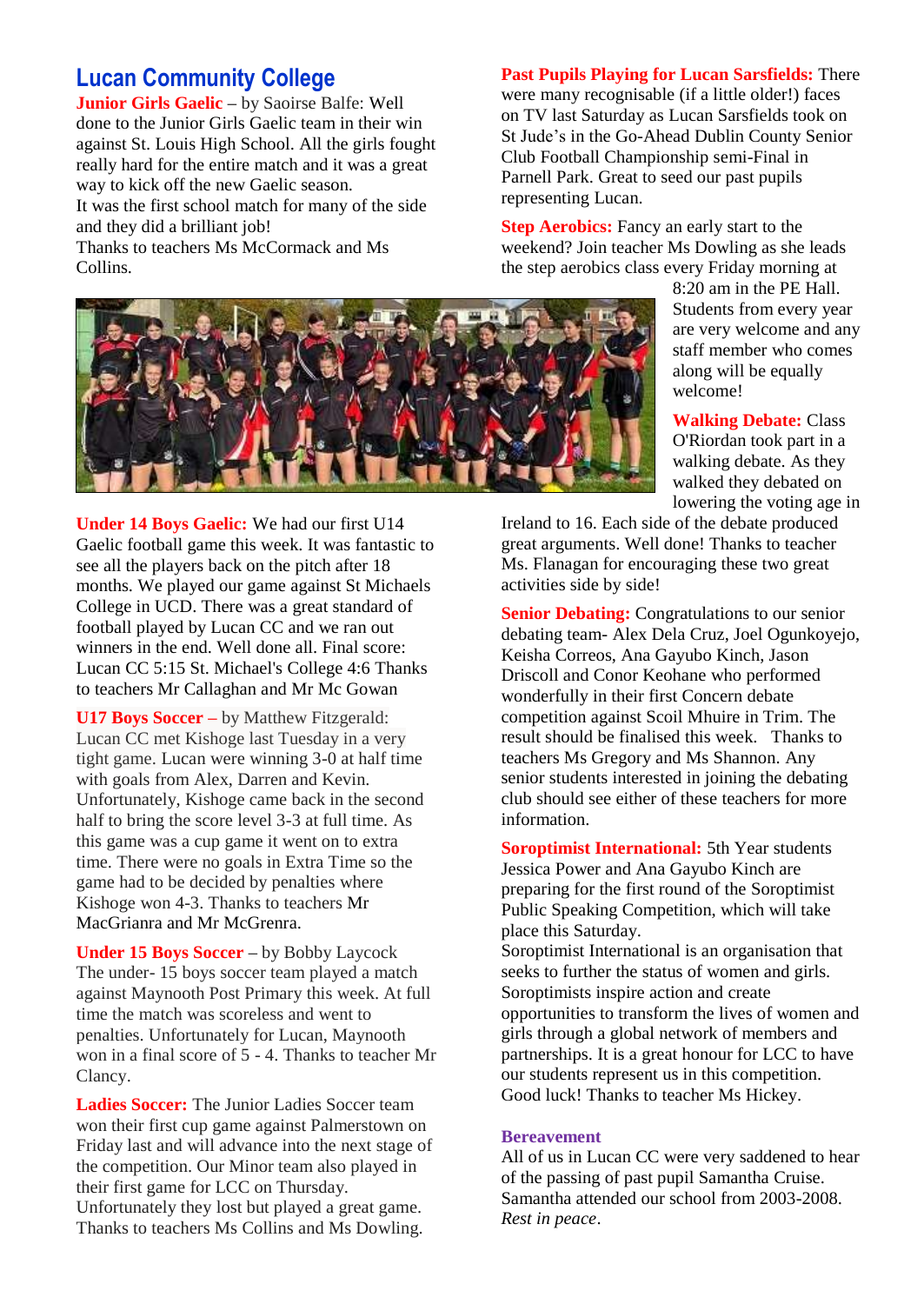## Lucan Community College

**Junior Girls Gaelic** – by Saoirse Balfe: Well done to the Junior Girls Gaelic team in their win against St. Louis High School. All the girls fought really hard for the entire match and it was a great way to kick off the new Gaelic season.
It was the first school match for many of the side and they did a brilliant job!
Thanks to teachers Ms McCormack and Ms Collins.

**Under 14 Boys Gaelic:** We had our first U14 Gaelic football game this week. It was fantastic to see all the players back on the pitch after 18 months. We played our game against St Michaels College in UCD. There was a great standard of football played by Lucan CC and we ran out winners in the end. Well done all. Final score: Lucan CC 5:15 St. Michael's College 4:6 Thanks to teachers Mr Callaghan and Mr Mc Gowan

**U17 Boys Soccer** – by Matthew Fitzgerald: Lucan CC met Kishoge last Tuesday in a very tight game. Lucan were winning 3-0 at half time with goals from Alex, Darren and Kevin. Unfortunately, Kishoge came back in the second half to bring the score level 3-3 at full time. As this game was a cup game it went on to extra time. There were no goals in Extra Time so the game had to be decided by penalties where Kishoge won 4-3. Thanks to teachers Mr MacGrianra and Mr McGrenra.

**Under 15 Boys Soccer** – by Bobby Laycock
The under- 15 boys soccer team played a match against Maynooth Post Primary this week. At full time the match was scoreless and went to penalties. Unfortunately for Lucan, Maynooth won in a final score of 5 - 4. Thanks to teacher Mr Clancy.

**Ladies Soccer:** The Junior Ladies Soccer team won their first cup game against Palmerstown on Friday last and will advance into the next stage of the competition. Our Minor team also played in their first game for LCC on Thursday. Unfortunately they lost but played a great game. Thanks to teachers Ms Collins and Ms Dowling.

**Past Pupils Playing for Lucan Sarsfields:** There were many recognisable (if a little older!) faces on TV last Saturday as Lucan Sarsfields took on St Jude's in the Go-Ahead Dublin County Senior Club Football Championship semi-Final in Parnell Park. Great to seed our past pupils representing Lucan.

**Step Aerobics:** Fancy an early start to the weekend? Join teacher Ms Dowling as she leads the step aerobics class every Friday morning at 8:20 am in the PE Hall. Students from every year are very welcome and any staff member who comes along will be equally welcome!

**Walking Debate:** Class O'Riordan took part in a walking debate. As they walked they debated on lowering the voting age in Ireland to 16. Each side of the debate produced great arguments. Well done! Thanks to teacher Ms. Flanagan for encouraging these two great activities side by side!

**Senior Debating:** Congratulations to our senior debating team- Alex Dela Cruz, Joel Ogunkoyejo, Keisha Correos, Ana Gayubo Kinch, Jason Driscoll and Conor Keohane who performed wonderfully in their first Concern debate competition against Scoil Mhuire in Trim. The result should be finalised this week. Thanks to teachers Ms Gregory and Ms Shannon. Any senior students interested in joining the debating club should see either of these teachers for more information.

**Soroptimist International:** 5th Year students Jessica Power and Ana Gayubo Kinch are preparing for the first round of the Soroptimist Public Speaking Competition, which will take place this Saturday.
Soroptimist International is an organisation that seeks to further the status of women and girls. Soroptimists inspire action and create opportunities to transform the lives of women and girls through a global network of members and partnerships. It is a great honour for LCC to have our students represent us in this competition. Good luck! Thanks to teacher Ms Hickey.

**Bereavement**
All of us in Lucan CC were very saddened to hear of the passing of past pupil Samantha Cruise. Samantha attended our school from 2003-2008. *Rest in peace*.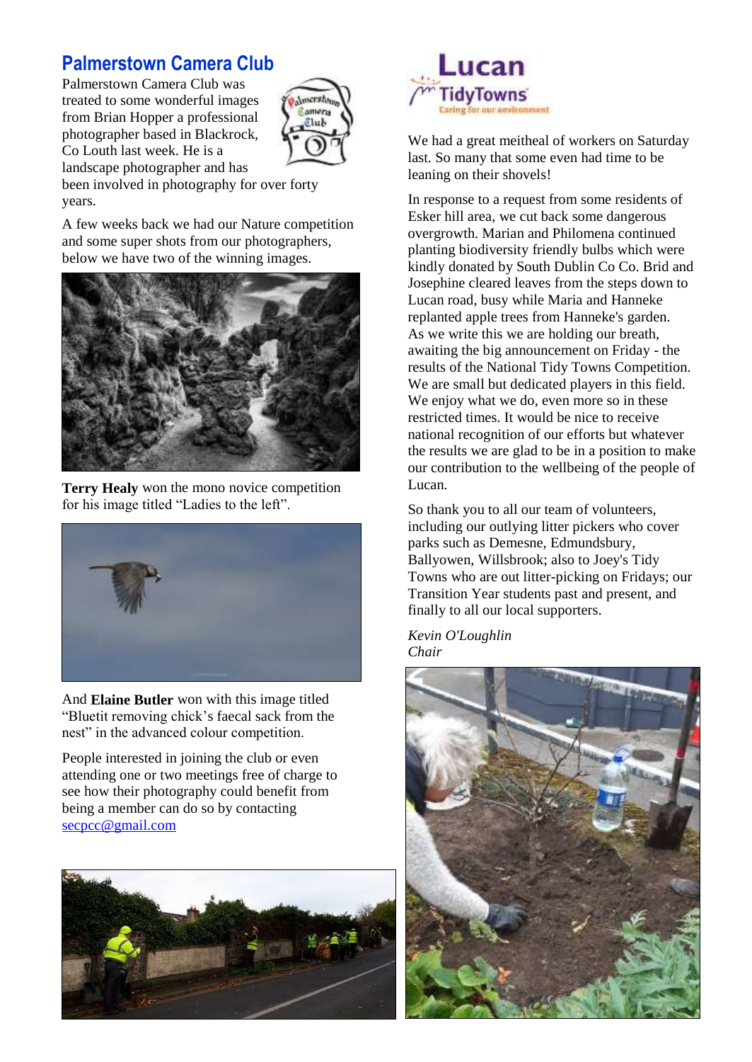## Palmerstown Camera Club

Palmerstown Camera Club was treated to some wonderful images from Brian Hopper a professional photographer based in Blackrock, Co Louth last week. He is a landscape photographer and has been involved in photography for over forty years.

A few weeks back we had our Nature competition and some super shots from our photographers, below we have two of the winning images.

**Terry Healy** won the mono novice competition for his image titled "Ladies to the left".

And **Elaine Butler** won with this image titled "Bluetit removing chick's faecal sack from the nest" in the advanced colour competition.

People interested in joining the club or even attending one or two meetings free of charge to see how their photography could benefit from being a member can do so by contacting secpcc@gmail.com

## Lucan TidyTowns

Caring for our environment

We had a great meitheal of workers on Saturday last. So many that some even had time to be leaning on their shovels!

In response to a request from some residents of Esker hill area, we cut back some dangerous overgrowth. Marian and Philomena continued planting biodiversity friendly bulbs which were kindly donated by South Dublin Co Co. Brid and Josephine cleared leaves from the steps down to Lucan road, busy while Maria and Hanneke replanted apple trees from Hanneke's garden. As we write this we are holding our breath, awaiting the big announcement on Friday - the results of the National Tidy Towns Competition. We are small but dedicated players in this field. We enjoy what we do, even more so in these restricted times. It would be nice to receive national recognition of our efforts but whatever the results we are glad to be in a position to make our contribution to the wellbeing of the people of Lucan.

So thank you to all our team of volunteers, including our outlying litter pickers who cover parks such as Demesne, Edmundsbury, Ballyowen, Willsbrook; also to Joey's Tidy Towns who are out litter-picking on Fridays; our Transition Year students past and present, and finally to all our local supporters.

*Kevin O'Loughlin*
*Chair*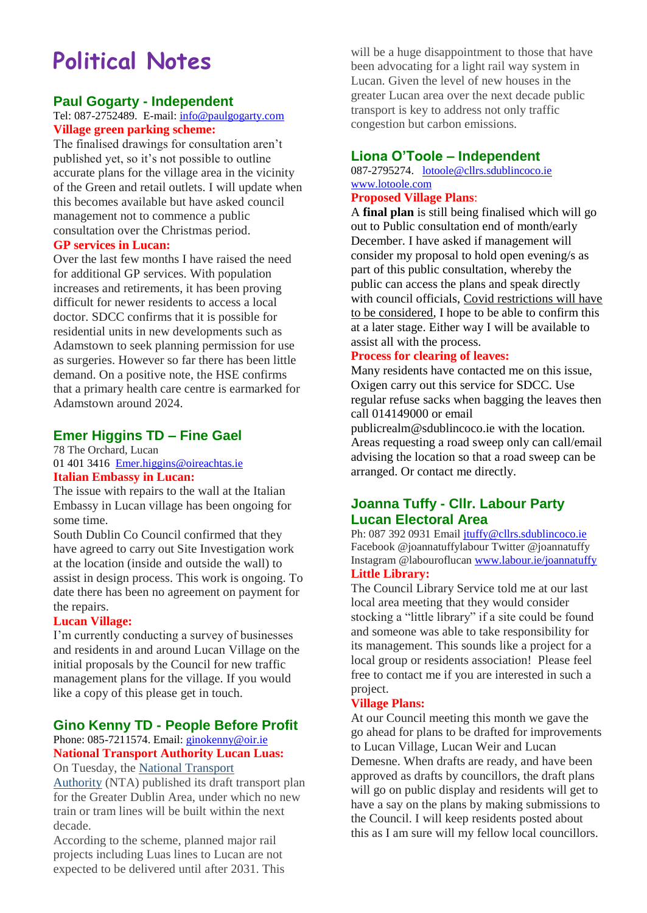# Political Notes

## Paul Gogarty - Independent

Tel: 087-2752489. E-mail: info@paulgogarty.com

**Village green parking scheme:**

The finalised drawings for consultation aren't published yet, so it's not possible to outline accurate plans for the village area in the vicinity of the Green and retail outlets. I will update when this becomes available but have asked council management not to commence a public consultation over the Christmas period.

**GP services in Lucan:**

Over the last few months I have raised the need for additional GP services. With population increases and retirements, it has been proving difficult for newer residents to access a local doctor. SDCC confirms that it is possible for residential units in new developments such as Adamstown to seek planning permission for use as surgeries. However so far there has been little demand. On a positive note, the HSE confirms that a primary health care centre is earmarked for Adamstown around 2024.

## Emer Higgins TD – Fine Gael

78 The Orchard, Lucan

01 401 3416 Emer.higgins@oireachtas.ie

**Italian Embassy in Lucan:**

The issue with repairs to the wall at the Italian Embassy in Lucan village has been ongoing for some time.

South Dublin Co Council confirmed that they have agreed to carry out Site Investigation work at the location (inside and outside the wall) to assist in design process. This work is ongoing. To date there has been no agreement on payment for the repairs.

**Lucan Village:**

I'm currently conducting a survey of businesses and residents in and around Lucan Village on the initial proposals by the Council for new traffic management plans for the village. If you would like a copy of this please get in touch.

## Gino Kenny TD - People Before Profit

Phone: 085-7211574. Email: ginokenny@oir.ie

**National Transport Authority Lucan Luas:**

On Tuesday, the National Transport Authority (NTA) published its draft transport plan for the Greater Dublin Area, under which no new train or tram lines will be built within the next decade.

According to the scheme, planned major rail projects including Luas lines to Lucan are not expected to be delivered until after 2031. This will be a huge disappointment to those that have been advocating for a light rail way system in Lucan. Given the level of new houses in the greater Lucan area over the next decade public transport is key to address not only traffic congestion but carbon emissions.

## Liona O'Toole – Independent

087-2795274. lotoole@cllrs.sdublincoco.ie

www.lotoole.com

**Proposed Village Plans**:

A **final plan** is still being finalised which will go out to Public consultation end of month/early December. I have asked if management will consider my proposal to hold open evening/s as part of this public consultation, whereby the public can access the plans and speak directly with council officials, Covid restrictions will have to be considered, I hope to be able to confirm this at a later stage. Either way I will be available to assist all with the process.

**Process for clearing of leaves:**

Many residents have contacted me on this issue, Oxigen carry out this service for SDCC. Use regular refuse sacks when bagging the leaves then call 014149000 or email publicrealm@sdublincoco.ie with the location. Areas requesting a road sweep only can call/email advising the location so that a road sweep can be arranged. Or contact me directly.

## Joanna Tuffy - Cllr. Labour Party Lucan Electoral Area

Ph: 087 392 0931 Email jtuffy@cllrs.sdublincoco.ie

Facebook @joannatuffylabour Twitter @joannatuffy

Instagram @labouroflucan www.labour.ie/joannatuffy

**Little Library:**

The Council Library Service told me at our last local area meeting that they would consider stocking a "little library" if a site could be found and someone was able to take responsibility for its management. This sounds like a project for a local group or residents association! Please feel free to contact me if you are interested in such a project.

**Village Plans:**

At our Council meeting this month we gave the go ahead for plans to be drafted for improvements to Lucan Village, Lucan Weir and Lucan Demesne. When drafts are ready, and have been approved as drafts by councillors, the draft plans will go on public display and residents will get to have a say on the plans by making submissions to the Council. I will keep residents posted about this as I am sure will my fellow local councillors.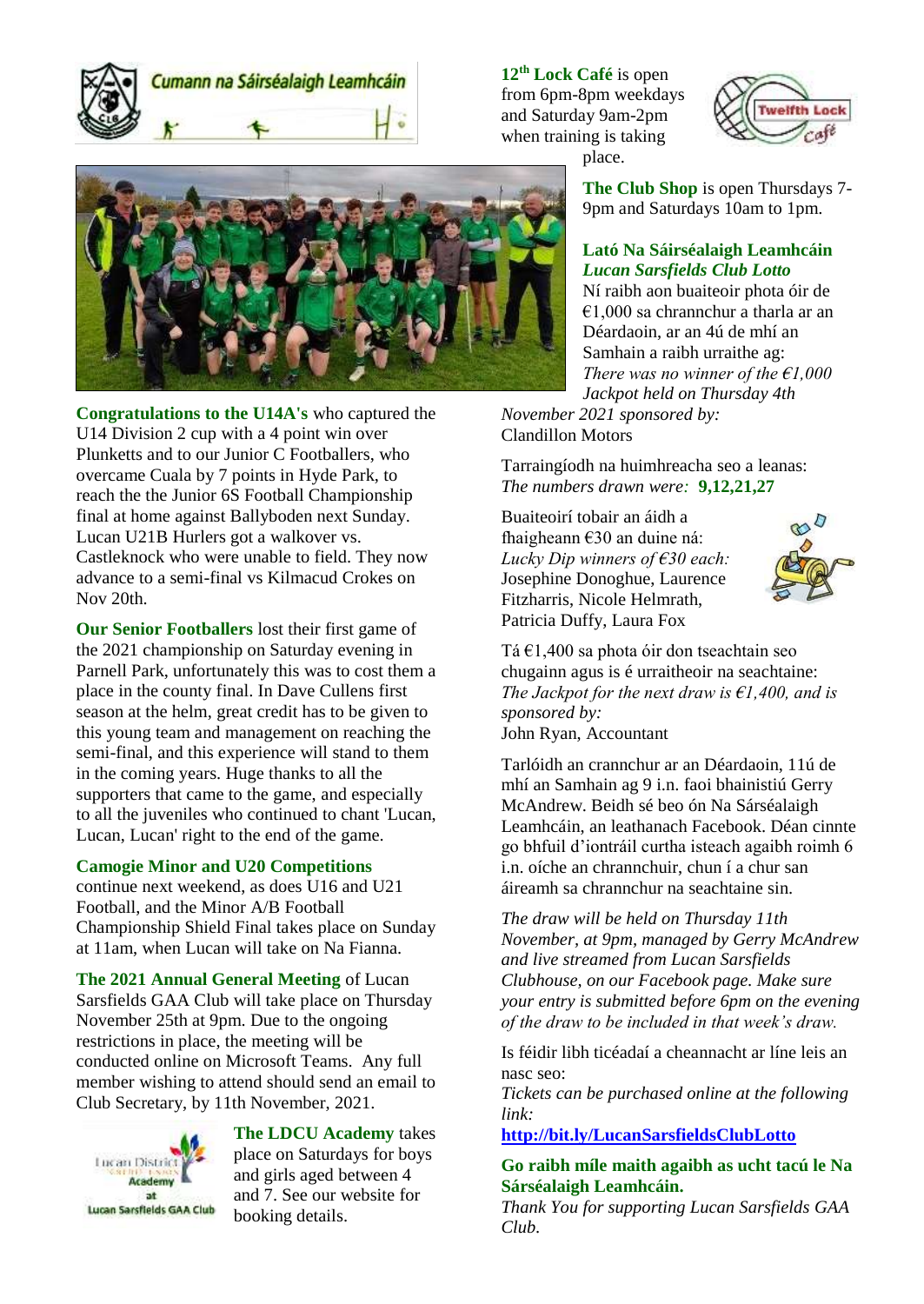Cumann na Sáirséalaigh Leamhcáin

**Congratulations to the U14A's** who captured the U14 Division 2 cup with a 4 point win over Plunketts and to our Junior C Footballers, who overcame Cuala by 7 points in Hyde Park, to reach the the Junior 6S Football Championship final at home against Ballyboden next Sunday. Lucan U21B Hurlers got a walkover vs. Castleknock who were unable to field. They now advance to a semi-final vs Kilmacud Crokes on Nov 20th.

**Our Senior Footballers** lost their first game of the 2021 championship on Saturday evening in Parnell Park, unfortunately this was to cost them a place in the county final. In Dave Cullens first season at the helm, great credit has to be given to this young team and management on reaching the semi-final, and this experience will stand to them in the coming years. Huge thanks to all the supporters that came to the game, and especially to all the juveniles who continued to chant 'Lucan, Lucan, Lucan' right to the end of the game.

**Camogie Minor and U20 Competitions** continue next weekend, as does U16 and U21 Football, and the Minor A/B Football Championship Shield Final takes place on Sunday at 11am, when Lucan will take on Na Fianna.

**The 2021 Annual General Meeting** of Lucan Sarsfields GAA Club will take place on Thursday November 25th at 9pm. Due to the ongoing restrictions in place, the meeting will be conducted online on Microsoft Teams. Any full member wishing to attend should send an email to Club Secretary, by 11th November, 2021.

**The LDCU Academy** takes place on Saturdays for boys and girls aged between 4 and 7. See our website for booking details.

**12th Lock Café** is open from 6pm-8pm weekdays and Saturday 9am-2pm when training is taking place.

**The Club Shop** is open Thursdays 7-9pm and Saturdays 10am to 1pm.

**Lató Na Sáirséalaigh Leamhcáin**
***Lucan Sarsfields Club Lotto***

Ní raibh aon buaiteoir phota óir de €1,000 sa chrannchur a tharla ar an Déardaoin, ar an 4ú de mhí an Samhain a raibh urraithe ag:
*There was no winner of the €1,000 Jackpot held on Thursday 4th November 2021 sponsored by:*
Clandillon Motors

Tarraingíodh na huimhreacha seo a leanas:
*The numbers drawn were:* **9,12,21,27**

Buaiteoirí tobair an áidh a fhaigheann €30 an duine ná:
*Lucky Dip winners of €30 each:*
Josephine Donoghue, Laurence Fitzharris, Nicole Helmrath, Patricia Duffy, Laura Fox

Tá €1,400 sa phota óir don tseachtain seo chugainn agus is é urraitheoir na seachtaine:
*The Jackpot for the next draw is €1,400, and is sponsored by:*
John Ryan, Accountant

Tarlóidh an crannchur ar an Déardaoin, 11ú de mhí an Samhain ag 9 i.n. faoi bhainistiú Gerry McAndrew. Beidh sé beo ón Na Sárséalaigh Leamhcáin, an leathanach Facebook. Déan cinnte go bhfuil d'iontráil curtha isteach agaibh roimh 6 i.n. oíche an chrannchuir, chun í a chur san áireamh sa chrannchur na seachtaine sin.

*The draw will be held on Thursday 11th November, at 9pm, managed by Gerry McAndrew and live streamed from Lucan Sarsfields Clubhouse, on our Facebook page. Make sure your entry is submitted before 6pm on the evening of the draw to be included in that week's draw.*

Is féidir libh ticéadaí a cheannacht ar líne leis an nasc seo:
*Tickets can be purchased online at the following link:*
**http://bit.ly/LucanSarsfieldsClubLotto**

**Go raibh míle maith agaibh as ucht tacú le Na Sárséalaigh Leamhcáin.**
*Thank You for supporting Lucan Sarsfields GAA Club.*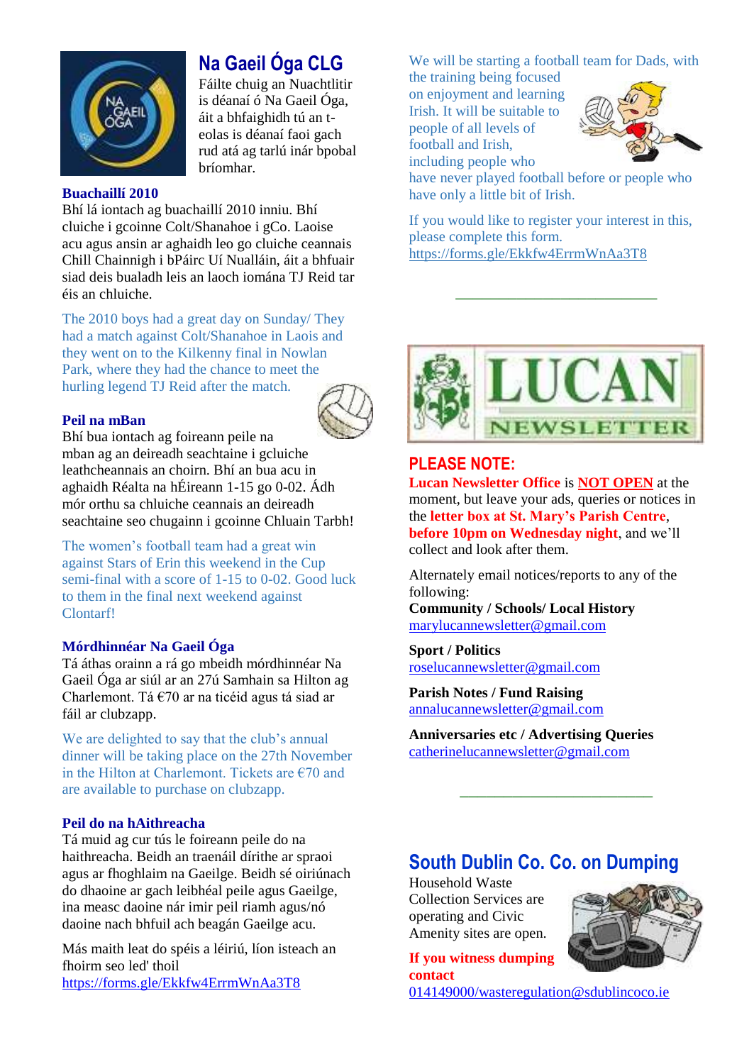## Na Gaeil Óga CLG

Fáilte chuig an Nuachtlitir is déanaí ó Na Gaeil Óga, áit a bhfaighidh tú an t-eolas is déanaí faoi gach rud atá ag tarlú inár bpobal bríomhar.

**Buachaillí 2010**

Bhí lá iontach ag buachaillí 2010 inniu. Bhí cluiche i gcoinne Colt/Shanahoe i gCo. Laoise acu agus ansin ar aghaidh leo go cluiche ceannais Chill Chainnigh i bPáirc Uí Nualláin, áit a bhfuair siad deis bualadh leis an laoch iomána TJ Reid tar éis an chluiche.

The 2010 boys had a great day on Sunday/ They had a match against Colt/Shanahoe in Laois and they went on to the Kilkenny final in Nowlan Park, where they had the chance to meet the hurling legend TJ Reid after the match.

**Peil na mBan**

Bhí bua iontach ag foireann peile na mban ag an deireadh seachtaine i gcluiche leathcheannais an choirn. Bhí an bua acu in aghaidh Réalta na hÉireann 1-15 go 0-02. Ádh mór orthu sa chluiche ceannais an deireadh seachtaine seo chugainn i gcoinne Chluain Tarbh!

The women's football team had a great win against Stars of Erin this weekend in the Cup semi-final with a score of 1-15 to 0-02. Good luck to them in the final next weekend against Clontarf!

**Mórdhinnéar Na Gaeil Óga**

Tá áthas orainn a rá go mbeidh mórdhinnéar Na Gaeil Óga ar siúl ar an 27ú Samhain sa Hilton ag Charlemont. Tá €70 ar na ticéid agus tá siad ar fáil ar clubzapp.

We are delighted to say that the club's annual dinner will be taking place on the 27th November in the Hilton at Charlemont. Tickets are €70 and are available to purchase on clubzapp.

**Peil do na hAithreacha**

Tá muid ag cur tús le foireann peile do na haithreacha. Beidh an traenáil dírithe ar spraoi agus ar fhoghlaim na Gaeilge. Beidh sé oiriúnach do dhaoine ar gach leibhéal peile agus Gaeilge, ina measc daoine nár imir peil riamh agus/nó daoine nach bhfuil ach beagán Gaeilge acu.

Más maith leat do spéis a léiriú, líon isteach an fhoirm seo led' thoil
https://forms.gle/Ekkfw4ErrmWnAa3T8

We will be starting a football team for Dads, with the training being focused on enjoyment and learning Irish. It will be suitable to people of all levels of football and Irish, including people who have never played football before or people who have only a little bit of Irish.

If you would like to register your interest in this, please complete this form.
https://forms.gle/Ekkfw4ErrmWnAa3T8

---

**LUCAN NEWSLETTER**

## PLEASE NOTE:

**Lucan Newsletter Office** is **NOT OPEN** at the moment, but leave your ads, queries or notices in the **letter box at St. Mary's Parish Centre**, **before 10pm on Wednesday night**, and we'll collect and look after them.

Alternately email notices/reports to any of the following:

**Community / Schools/ Local History**
marylucannewsletter@gmail.com

**Sport / Politics**
roselucannewsletter@gmail.com

**Parish Notes / Fund Raising**
annalucannewsletter@gmail.com

**Anniversaries etc / Advertising Queries**
catherinelucannewsletter@gmail.com

---

## South Dublin Co. Co. on Dumping

Household Waste Collection Services are operating and Civic Amenity sites are open.

**If you witness dumping contact**
014149000/wasteregulation@sdublincoco.ie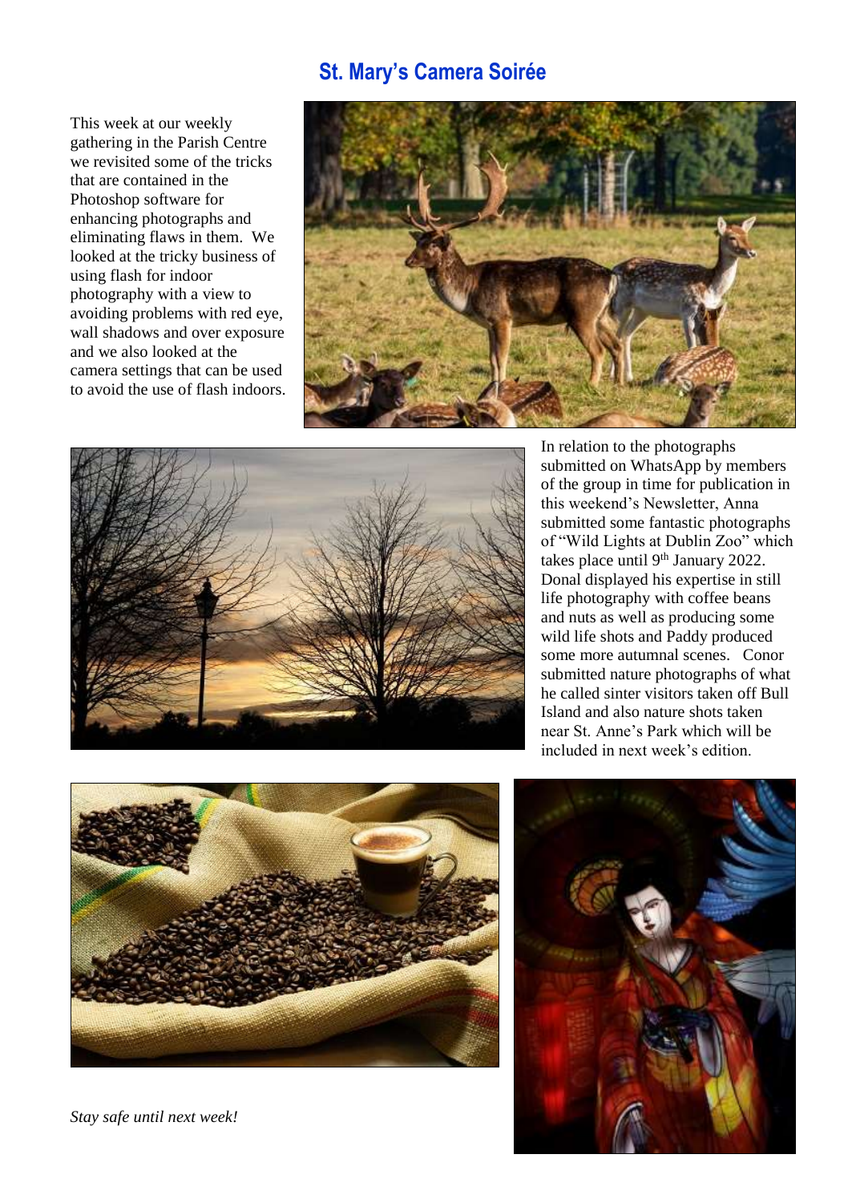## St. Mary's Camera Soirée

This week at our weekly gathering in the Parish Centre we revisited some of the tricks that are contained in the Photoshop software for enhancing photographs and eliminating flaws in them. We looked at the tricky business of using flash for indoor photography with a view to avoiding problems with red eye, wall shadows and over exposure and we also looked at the camera settings that can be used to avoid the use of flash indoors.

In relation to the photographs submitted on WhatsApp by members of the group in time for publication in this weekend's Newsletter, Anna submitted some fantastic photographs of "Wild Lights at Dublin Zoo" which takes place until 9th January 2022. Donal displayed his expertise in still life photography with coffee beans and nuts as well as producing some wild life shots and Paddy produced some more autumnal scenes. Conor submitted nature photographs of what he called sinter visitors taken off Bull Island and also nature shots taken near St. Anne's Park which will be included in next week's edition.

*Stay safe until next week!*